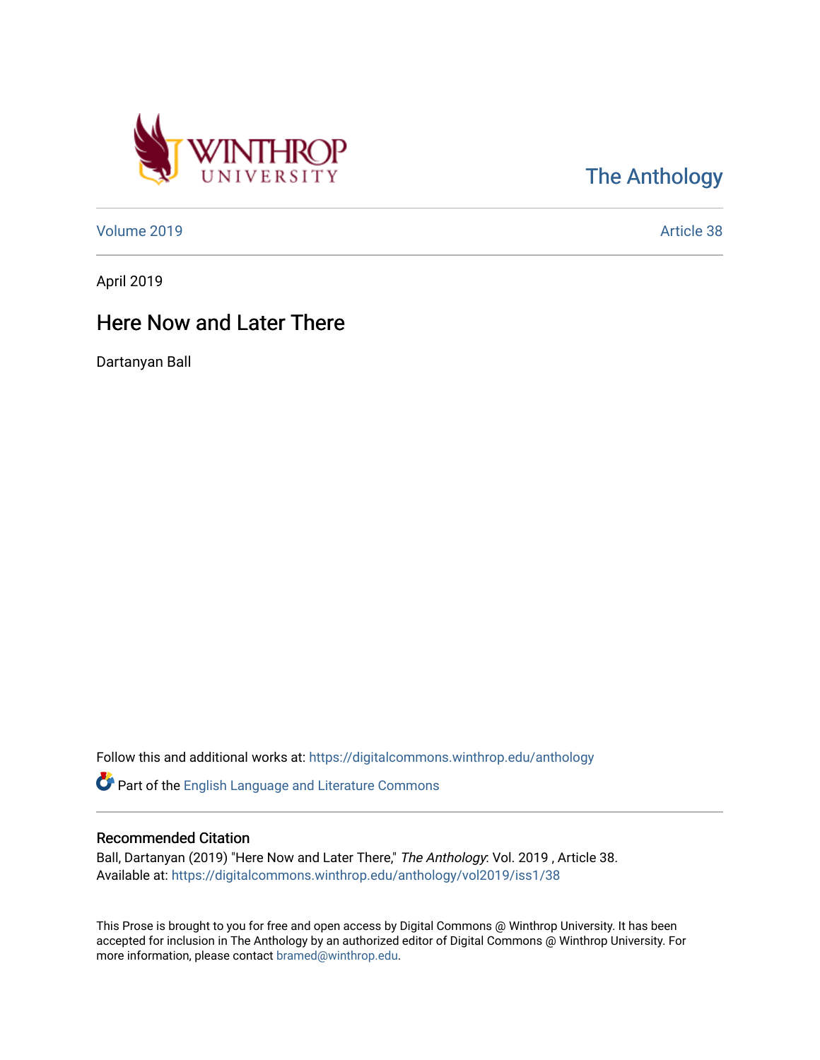Winthrop University

The Anthology

Volume 2019 | Article 38

April 2019

# Here Now and Later There

Dartanyan Ball

Follow this and additional works at: https://digitalcommons.winthrop.edu/anthology

Part of the English Language and Literature Commons

## Recommended Citation

Ball, Dartanyan (2019) "Here Now and Later There," *The Anthology*: Vol. 2019 , Article 38.
Available at: https://digitalcommons.winthrop.edu/anthology/vol2019/iss1/38

This Prose is brought to you for free and open access by Digital Commons @ Winthrop University. It has been accepted for inclusion in The Anthology by an authorized editor of Digital Commons @ Winthrop University. For more information, please contact bramed@winthrop.edu.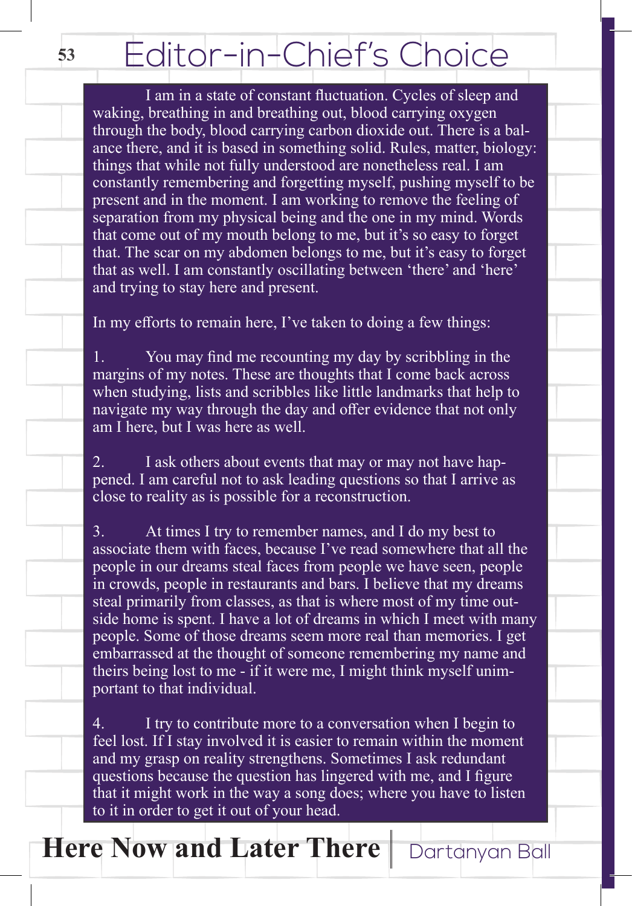# Editor-in-Chief's Choice

I am in a state of constant fluctuation. Cycles of sleep and waking, breathing in and breathing out, blood carrying oxygen through the body, blood carrying carbon dioxide out. There is a balance there, and it is based in something solid. Rules, matter, biology: things that while not fully understood are nonetheless real. I am constantly remembering and forgetting myself, pushing myself to be present and in the moment. I am working to remove the feeling of separation from my physical being and the one in my mind. Words that come out of my mouth belong to me, but it's so easy to forget that. The scar on my abdomen belongs to me, but it's easy to forget that as well. I am constantly oscillating between 'there' and 'here' and trying to stay here and present.

In my efforts to remain here, I've taken to doing a few things:

1. You may find me recounting my day by scribbling in the margins of my notes. These are thoughts that I come back across when studying, lists and scribbles like little landmarks that help to navigate my way through the day and offer evidence that not only am I here, but I was here as well.

2. I ask others about events that may or may not have happened. I am careful not to ask leading questions so that I arrive as close to reality as is possible for a reconstruction.

3. At times I try to remember names, and I do my best to associate them with faces, because I've read somewhere that all the people in our dreams steal faces from people we have seen, people in crowds, people in restaurants and bars. I believe that my dreams steal primarily from classes, as that is where most of my time outside home is spent. I have a lot of dreams in which I meet with many people. Some of those dreams seem more real than memories. I get embarrassed at the thought of someone remembering my name and theirs being lost to me - if it were me, I might think myself unimportant to that individual.

4. I try to contribute more to a conversation when I begin to feel lost. If I stay involved it is easier to remain within the moment and my grasp on reality strengthens. Sometimes I ask redundant questions because the question has lingered with me, and I figure that it might work in the way a song does; where you have to listen to it in order to get it out of your head.

## Here Now and Later There | Dartanyan Ball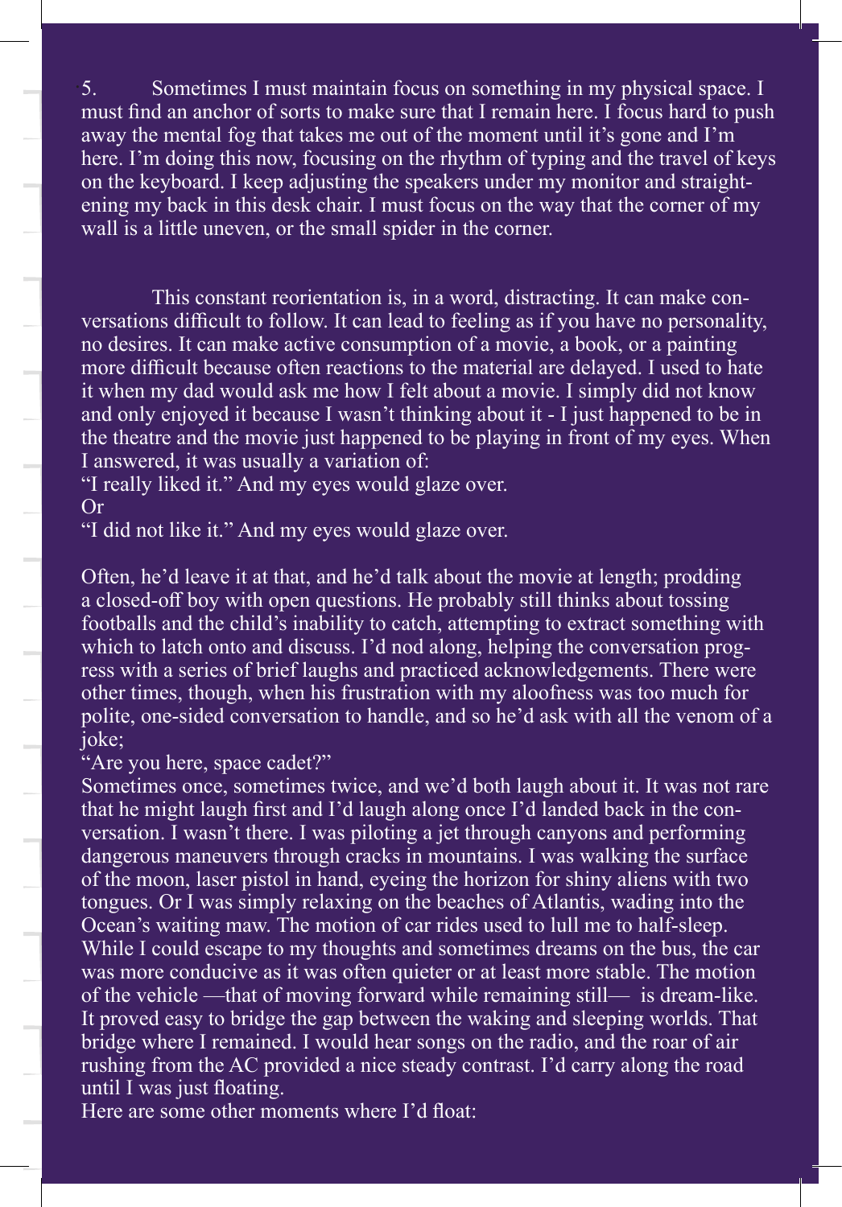5. Sometimes I must maintain focus on something in my physical space. I must find an anchor of sorts to make sure that I remain here. I focus hard to push away the mental fog that takes me out of the moment until it's gone and I'm here. I'm doing this now, focusing on the rhythm of typing and the travel of keys on the keyboard. I keep adjusting the speakers under my monitor and straightening my back in this desk chair. I must focus on the way that the corner of my wall is a little uneven, or the small spider in the corner.

This constant reorientation is, in a word, distracting. It can make conversations difficult to follow. It can lead to feeling as if you have no personality, no desires. It can make active consumption of a movie, a book, or a painting more difficult because often reactions to the material are delayed. I used to hate it when my dad would ask me how I felt about a movie. I simply did not know and only enjoyed it because I wasn't thinking about it - I just happened to be in the theatre and the movie just happened to be playing in front of my eyes. When I answered, it was usually a variation of:

"I really liked it." And my eyes would glaze over.

Or

"I did not like it." And my eyes would glaze over.

Often, he'd leave it at that, and he'd talk about the movie at length; prodding a closed-off boy with open questions. He probably still thinks about tossing footballs and the child's inability to catch, attempting to extract something with which to latch onto and discuss. I'd nod along, helping the conversation progress with a series of brief laughs and practiced acknowledgements. There were other times, though, when his frustration with my aloofness was too much for polite, one-sided conversation to handle, and so he'd ask with all the venom of a joke;

"Are you here, space cadet?"

Sometimes once, sometimes twice, and we'd both laugh about it. It was not rare that he might laugh first and I'd laugh along once I'd landed back in the conversation. I wasn't there. I was piloting a jet through canyons and performing dangerous maneuvers through cracks in mountains. I was walking the surface of the moon, laser pistol in hand, eyeing the horizon for shiny aliens with two tongues. Or I was simply relaxing on the beaches of Atlantis, wading into the Ocean's waiting maw. The motion of car rides used to lull me to half-sleep. While I could escape to my thoughts and sometimes dreams on the bus, the car was more conducive as it was often quieter or at least more stable. The motion of the vehicle —that of moving forward while remaining still— is dream-like. It proved easy to bridge the gap between the waking and sleeping worlds. That bridge where I remained. I would hear songs on the radio, and the roar of air rushing from the AC provided a nice steady contrast. I'd carry along the road until I was just floating.

Here are some other moments where I'd float: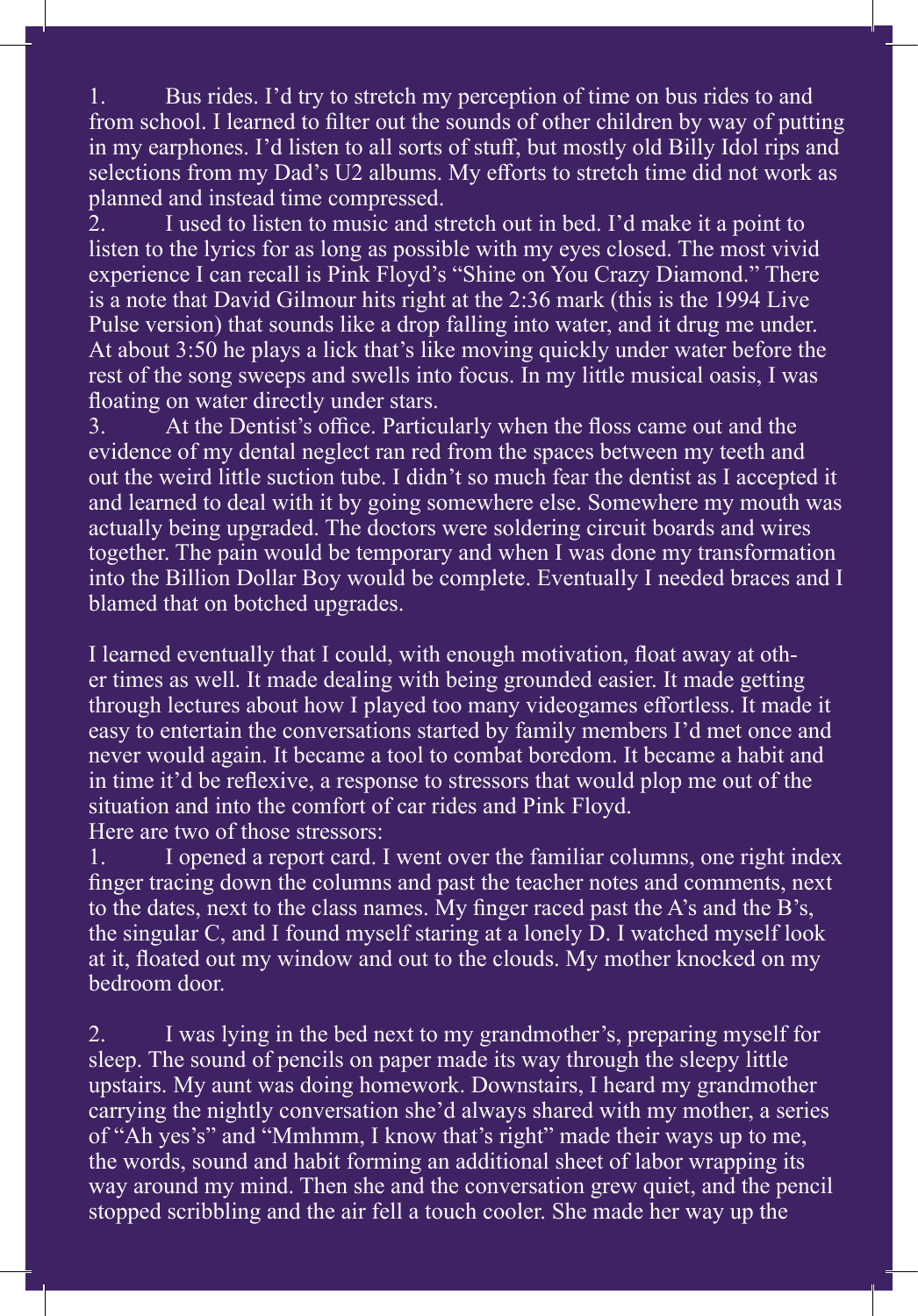1. Bus rides. I'd try to stretch my perception of time on bus rides to and from school. I learned to filter out the sounds of other children by way of putting in my earphones. I'd listen to all sorts of stuff, but mostly old Billy Idol rips and selections from my Dad's U2 albums. My efforts to stretch time did not work as planned and instead time compressed.
2. I used to listen to music and stretch out in bed. I'd make it a point to listen to the lyrics for as long as possible with my eyes closed. The most vivid experience I can recall is Pink Floyd's "Shine on You Crazy Diamond." There is a note that David Gilmour hits right at the 2:36 mark (this is the 1994 Live Pulse version) that sounds like a drop falling into water, and it drug me under. At about 3:50 he plays a lick that's like moving quickly under water before the rest of the song sweeps and swells into focus. In my little musical oasis, I was floating on water directly under stars.
3. At the Dentist's office. Particularly when the floss came out and the evidence of my dental neglect ran red from the spaces between my teeth and out the weird little suction tube. I didn't so much fear the dentist as I accepted it and learned to deal with it by going somewhere else. Somewhere my mouth was actually being upgraded. The doctors were soldering circuit boards and wires together. The pain would be temporary and when I was done my transformation into the Billion Dollar Boy would be complete. Eventually I needed braces and I blamed that on botched upgrades.

I learned eventually that I could, with enough motivation, float away at other times as well. It made dealing with being grounded easier. It made getting through lectures about how I played too many videogames effortless. It made it easy to entertain the conversations started by family members I'd met once and never would again. It became a tool to combat boredom. It became a habit and in time it'd be reflexive, a response to stressors that would plop me out of the situation and into the comfort of car rides and Pink Floyd.
Here are two of those stressors:

1. I opened a report card. I went over the familiar columns, one right index finger tracing down the columns and past the teacher notes and comments, next to the dates, next to the class names. My finger raced past the A's and the B's, the singular C, and I found myself staring at a lonely D. I watched myself look at it, floated out my window and out to the clouds. My mother knocked on my bedroom door.

2. I was lying in the bed next to my grandmother's, preparing myself for sleep. The sound of pencils on paper made its way through the sleepy little upstairs. My aunt was doing homework. Downstairs, I heard my grandmother carrying the nightly conversation she'd always shared with my mother, a series of "Ah yes's" and "Mmhmm, I know that's right" made their ways up to me, the words, sound and habit forming an additional sheet of labor wrapping its way around my mind. Then she and the conversation grew quiet, and the pencil stopped scribbling and the air fell a touch cooler. She made her way up the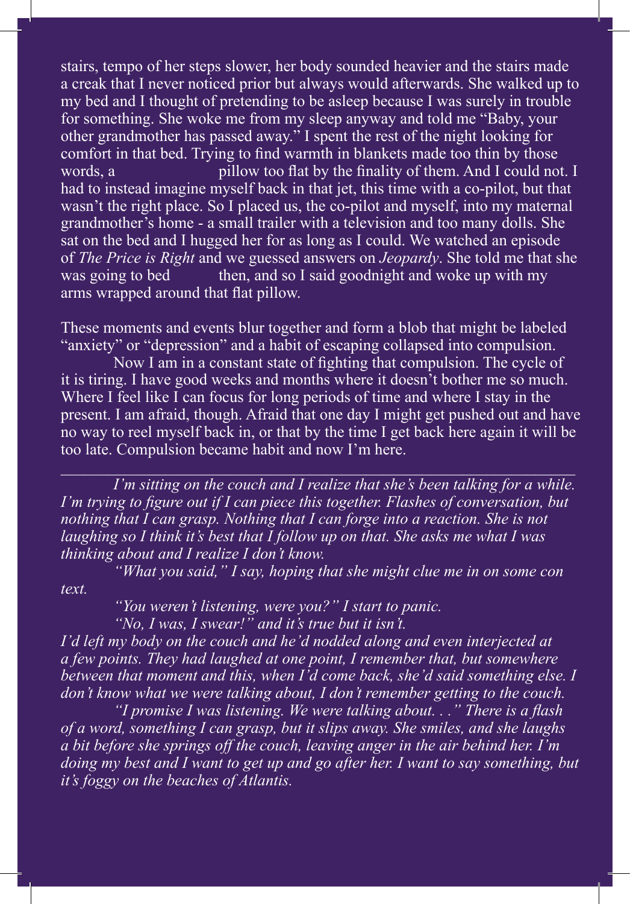stairs, tempo of her steps slower, her body sounded heavier and the stairs made a creak that I never noticed prior but always would afterwards. She walked up to my bed and I thought of pretending to be asleep because I was surely in trouble for something. She woke me from my sleep anyway and told me "Baby, your other grandmother has passed away." I spent the rest of the night looking for comfort in that bed. Trying to find warmth in blankets made too thin by those words, a pillow too flat by the finality of them. And I could not. I had to instead imagine myself back in that jet, this time with a co-pilot, but that wasn't the right place. So I placed us, the co-pilot and myself, into my maternal grandmother's home - a small trailer with a television and too many dolls. She sat on the bed and I hugged her for as long as I could. We watched an episode of *The Price is Right* and we guessed answers on *Jeopardy*. She told me that she was going to bed then, and so I said goodnight and woke up with my arms wrapped around that flat pillow.

These moments and events blur together and form a blob that might be labeled "anxiety" or "depression" and a habit of escaping collapsed into compulsion.

Now I am in a constant state of fighting that compulsion. The cycle of it is tiring. I have good weeks and months where it doesn't bother me so much. Where I feel like I can focus for long periods of time and where I stay in the present. I am afraid, though. Afraid that one day I might get pushed out and have no way to reel myself back in, or that by the time I get back here again it will be too late. Compulsion became habit and now I'm here.

---

*I'm sitting on the couch and I realize that she's been talking for a while. I'm trying to figure out if I can piece this together. Flashes of conversation, but nothing that I can grasp. Nothing that I can forge into a reaction. She is not laughing so I think it's best that I follow up on that. She asks me what I was thinking about and I realize I don't know.*

*"What you said," I say, hoping that she might clue me in on some con text.*

*"You weren't listening, were you?" I start to panic.*

*"No, I was, I swear!" and it's true but it isn't.*

*I'd left my body on the couch and he'd nodded along and even interjected at a few points. They had laughed at one point, I remember that, but somewhere between that moment and this, when I'd come back, she'd said something else. I don't know what we were talking about, I don't remember getting to the couch.*

*"I promise I was listening. We were talking about. . ." There is a flash of a word, something I can grasp, but it slips away. She smiles, and she laughs a bit before she springs off the couch, leaving anger in the air behind her. I'm doing my best and I want to get up and go after her. I want to say something, but it's foggy on the beaches of Atlantis.*